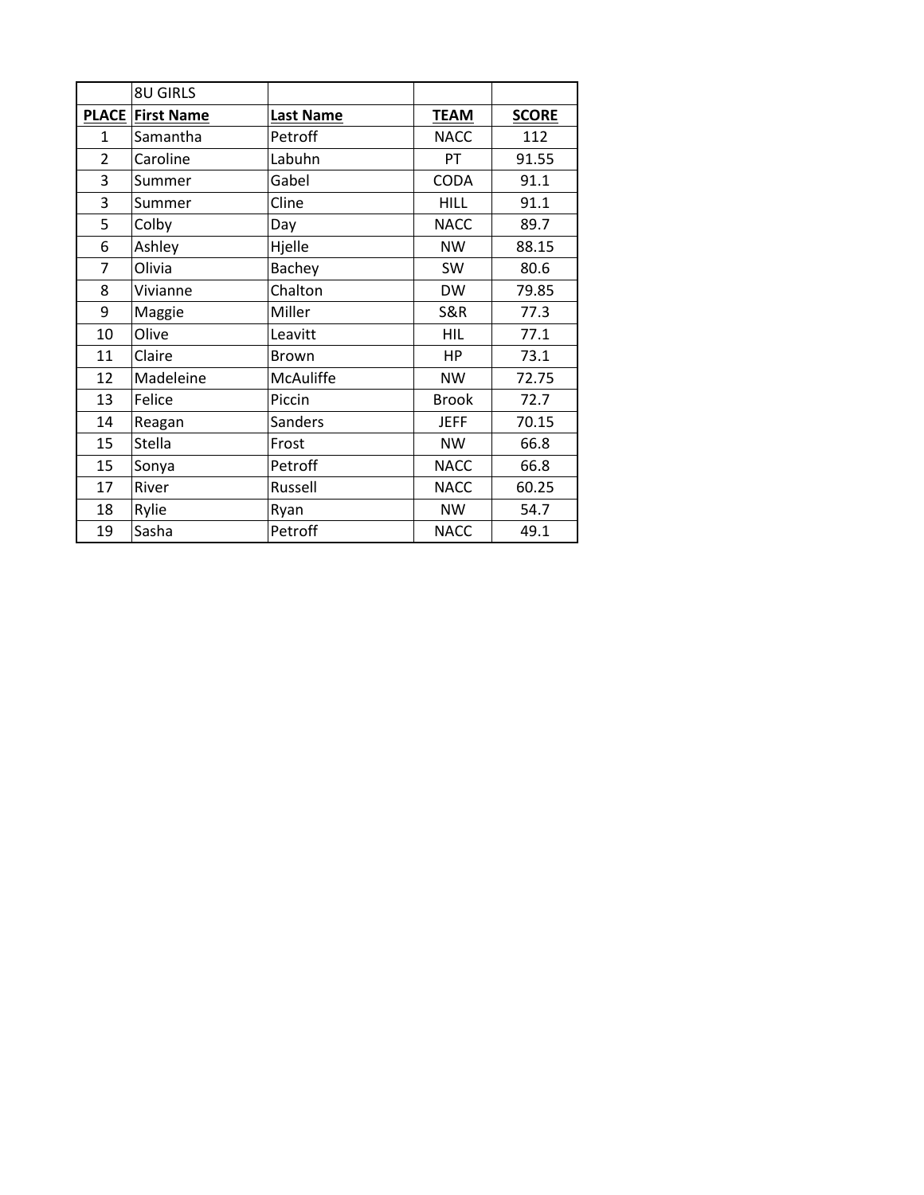| | 8U GIRLS | | | |
|---|---|---|---|---|
| **PLACE** | **First Name** | **Last Name** | **TEAM** | **SCORE** |
| 1 | Samantha | Petroff | NACC | 112 |
| 2 | Caroline | Labuhn | PT | 91.55 |
| 3 | Summer | Gabel | CODA | 91.1 |
| 3 | Summer | Cline | HILL | 91.1 |
| 5 | Colby | Day | NACC | 89.7 |
| 6 | Ashley | Hjelle | NW | 88.15 |
| 7 | Olivia | Bachey | SW | 80.6 |
| 8 | Vivianne | Chalton | DW | 79.85 |
| 9 | Maggie | Miller | S&R | 77.3 |
| 10 | Olive | Leavitt | HIL | 77.1 |
| 11 | Claire | Brown | HP | 73.1 |
| 12 | Madeleine | McAuliffe | NW | 72.75 |
| 13 | Felice | Piccin | Brook | 72.7 |
| 14 | Reagan | Sanders | JEFF | 70.15 |
| 15 | Stella | Frost | NW | 66.8 |
| 15 | Sonya | Petroff | NACC | 66.8 |
| 17 | River | Russell | NACC | 60.25 |
| 18 | Rylie | Ryan | NW | 54.7 |
| 19 | Sasha | Petroff | NACC | 49.1 |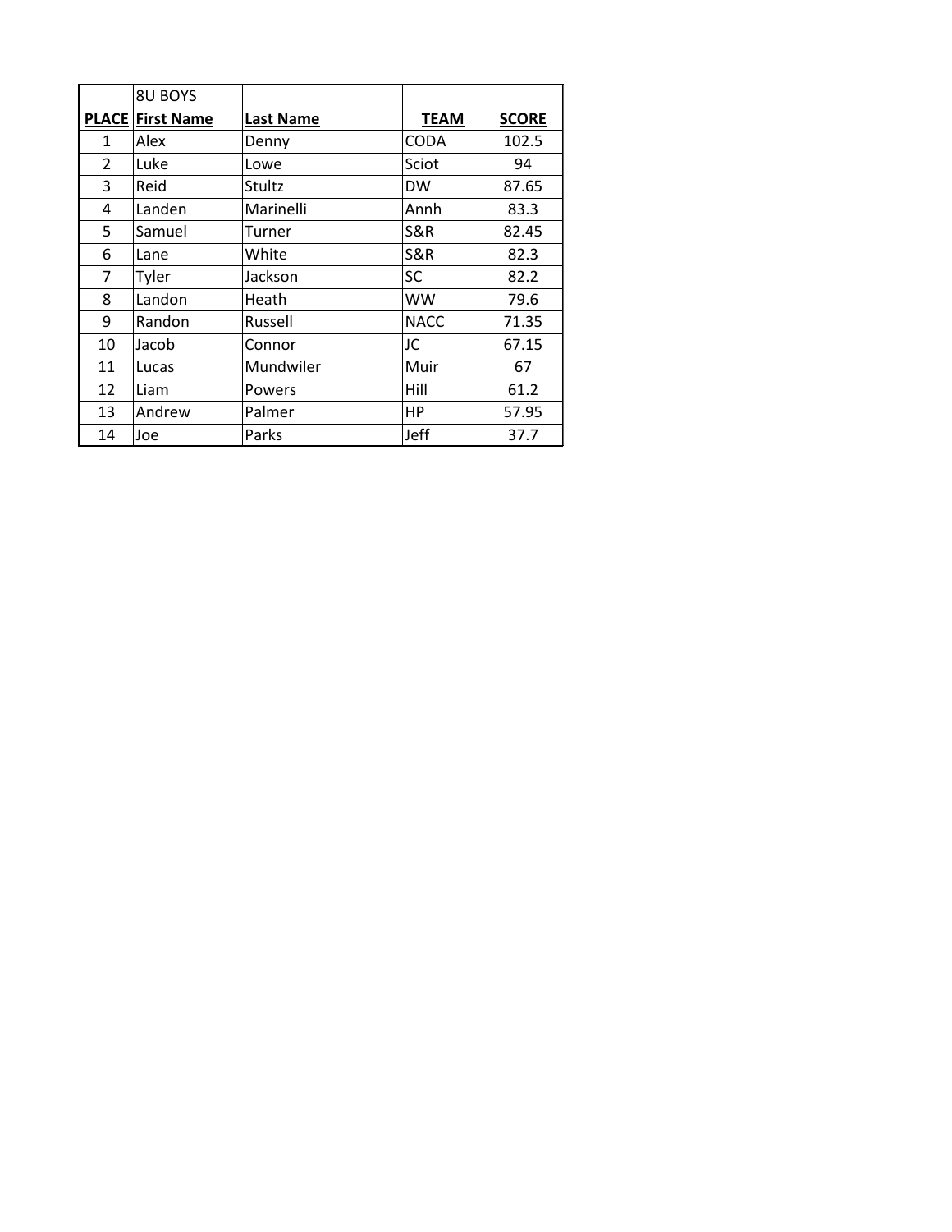| | 8U BOYS | | | |
|---|---|---|---|---|
| **PLACE** | **First Name** | **Last Name** | **TEAM** | **SCORE** |
| 1 | Alex | Denny | CODA | 102.5 |
| 2 | Luke | Lowe | Sciot | 94 |
| 3 | Reid | Stultz | DW | 87.65 |
| 4 | Landen | Marinelli | Annh | 83.3 |
| 5 | Samuel | Turner | S&R | 82.45 |
| 6 | Lane | White | S&R | 82.3 |
| 7 | Tyler | Jackson | SC | 82.2 |
| 8 | Landon | Heath | WW | 79.6 |
| 9 | Randon | Russell | NACC | 71.35 |
| 10 | Jacob | Connor | JC | 67.15 |
| 11 | Lucas | Mundwiler | Muir | 67 |
| 12 | Liam | Powers | Hill | 61.2 |
| 13 | Andrew | Palmer | HP | 57.95 |
| 14 | Joe | Parks | Jeff | 37.7 |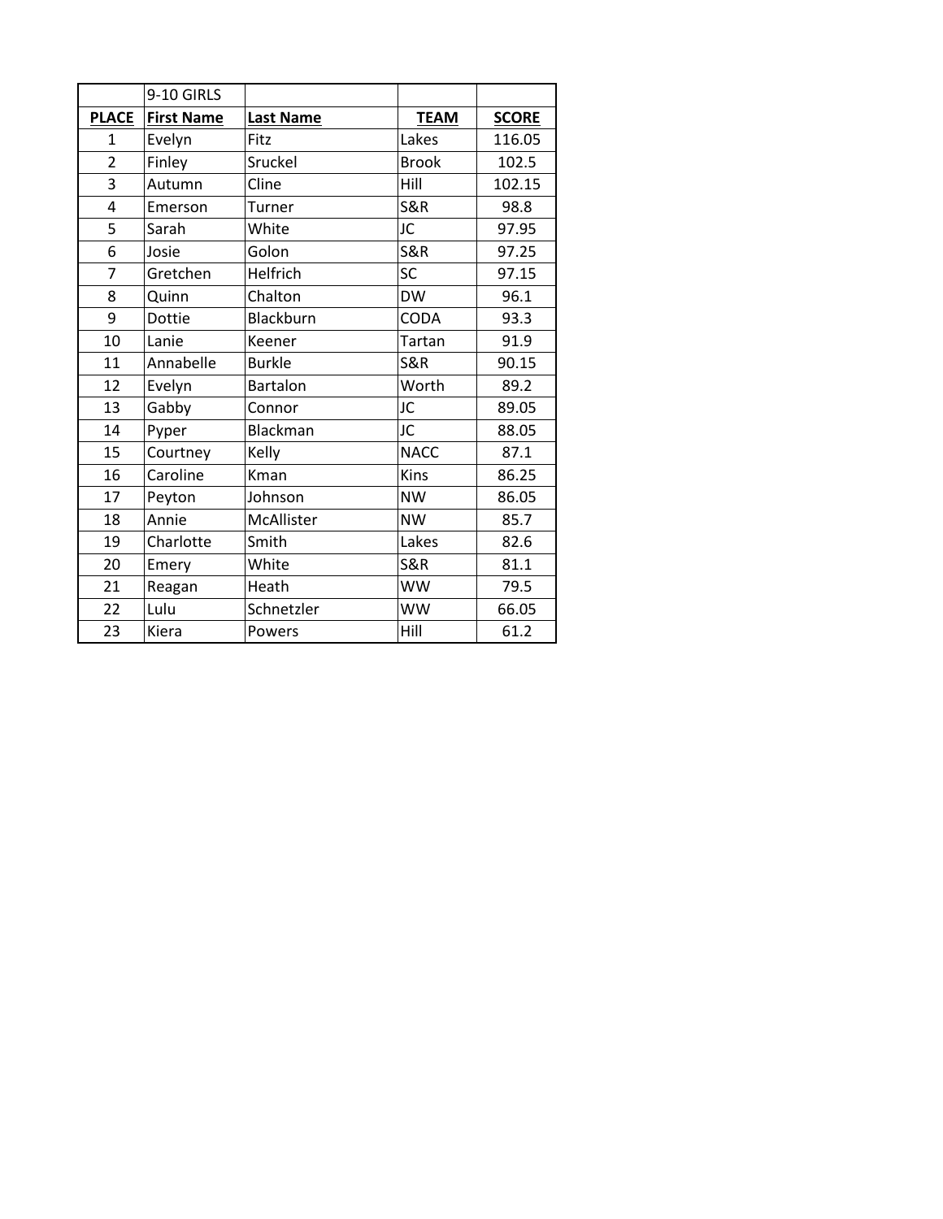| | 9-10 GIRLS | | | |
|---|---|---|---|---|
| **PLACE** | **First Name** | **Last Name** | **TEAM** | **SCORE** |
| 1 | Evelyn | Fitz | Lakes | 116.05 |
| 2 | Finley | Sruckel | Brook | 102.5 |
| 3 | Autumn | Cline | Hill | 102.15 |
| 4 | Emerson | Turner | S&R | 98.8 |
| 5 | Sarah | White | JC | 97.95 |
| 6 | Josie | Golon | S&R | 97.25 |
| 7 | Gretchen | Helfrich | SC | 97.15 |
| 8 | Quinn | Chalton | DW | 96.1 |
| 9 | Dottie | Blackburn | CODA | 93.3 |
| 10 | Lanie | Keener | Tartan | 91.9 |
| 11 | Annabelle | Burkle | S&R | 90.15 |
| 12 | Evelyn | Bartalon | Worth | 89.2 |
| 13 | Gabby | Connor | JC | 89.05 |
| 14 | Pyper | Blackman | JC | 88.05 |
| 15 | Courtney | Kelly | NACC | 87.1 |
| 16 | Caroline | Kman | Kins | 86.25 |
| 17 | Peyton | Johnson | NW | 86.05 |
| 18 | Annie | McAllister | NW | 85.7 |
| 19 | Charlotte | Smith | Lakes | 82.6 |
| 20 | Emery | White | S&R | 81.1 |
| 21 | Reagan | Heath | WW | 79.5 |
| 22 | Lulu | Schnetzler | WW | 66.05 |
| 23 | Kiera | Powers | Hill | 61.2 |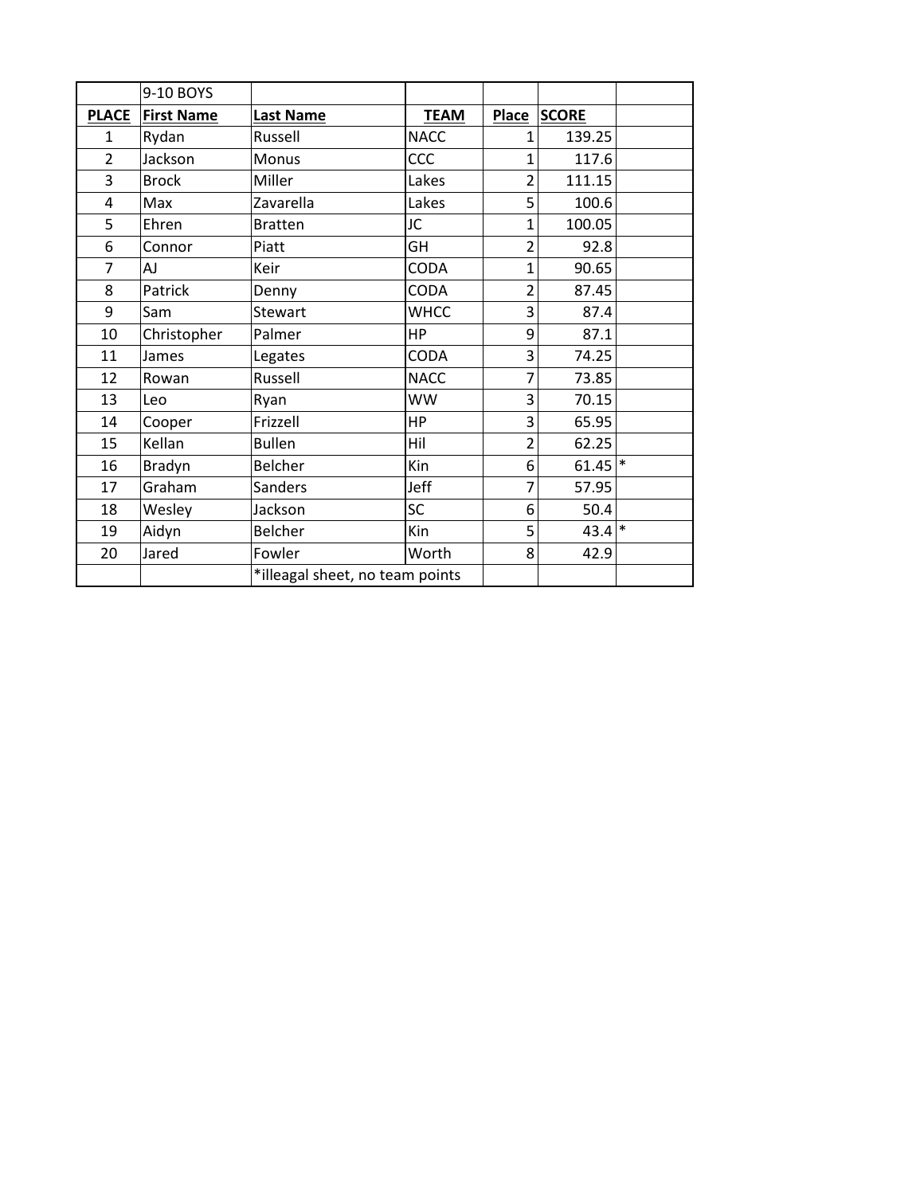| | 9-10 BOYS | | | | | |
|---|---|---|---|---|---|---|
| **PLACE** | **First Name** | **Last Name** | **TEAM** | **Place** | **SCORE** | |
| 1 | Rydan | Russell | NACC | 1 | 139.25 | |
| 2 | Jackson | Monus | CCC | 1 | 117.6 | |
| 3 | Brock | Miller | Lakes | 2 | 111.15 | |
| 4 | Max | Zavarella | Lakes | 5 | 100.6 | |
| 5 | Ehren | Bratten | JC | 1 | 100.05 | |
| 6 | Connor | Piatt | GH | 2 | 92.8 | |
| 7 | AJ | Keir | CODA | 1 | 90.65 | |
| 8 | Patrick | Denny | CODA | 2 | 87.45 | |
| 9 | Sam | Stewart | WHCC | 3 | 87.4 | |
| 10 | Christopher | Palmer | HP | 9 | 87.1 | |
| 11 | James | Legates | CODA | 3 | 74.25 | |
| 12 | Rowan | Russell | NACC | 7 | 73.85 | |
| 13 | Leo | Ryan | WW | 3 | 70.15 | |
| 14 | Cooper | Frizzell | HP | 3 | 65.95 | |
| 15 | Kellan | Bullen | Hil | 2 | 62.25 | |
| 16 | Bradyn | Belcher | Kin | 6 | 61.45 | * |
| 17 | Graham | Sanders | Jeff | 7 | 57.95 | |
| 18 | Wesley | Jackson | SC | 6 | 50.4 | |
| 19 | Aidyn | Belcher | Kin | 5 | 43.4 | * |
| 20 | Jared | Fowler | Worth | 8 | 42.9 | |
| | | *illeagal sheet, no team points | | | | |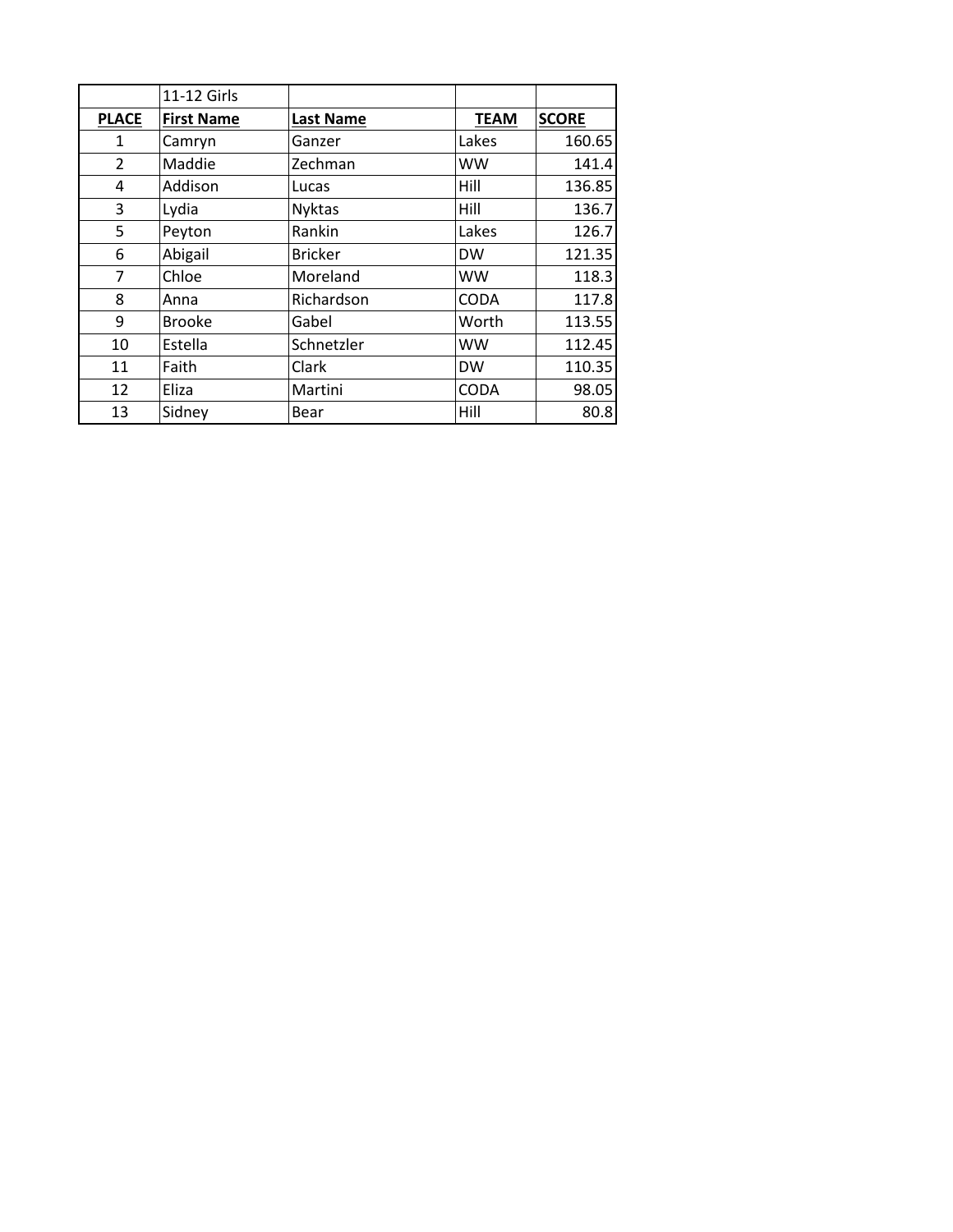| | 11-12 Girls | | | |
|---|---|---|---|---|
| **PLACE** | **First Name** | **Last Name** | **TEAM** | **SCORE** |
| 1 | Camryn | Ganzer | Lakes | 160.65 |
| 2 | Maddie | Zechman | WW | 141.4 |
| 4 | Addison | Lucas | Hill | 136.85 |
| 3 | Lydia | Nyktas | Hill | 136.7 |
| 5 | Peyton | Rankin | Lakes | 126.7 |
| 6 | Abigail | Bricker | DW | 121.35 |
| 7 | Chloe | Moreland | WW | 118.3 |
| 8 | Anna | Richardson | CODA | 117.8 |
| 9 | Brooke | Gabel | Worth | 113.55 |
| 10 | Estella | Schnetzler | WW | 112.45 |
| 11 | Faith | Clark | DW | 110.35 |
| 12 | Eliza | Martini | CODA | 98.05 |
| 13 | Sidney | Bear | Hill | 80.8 |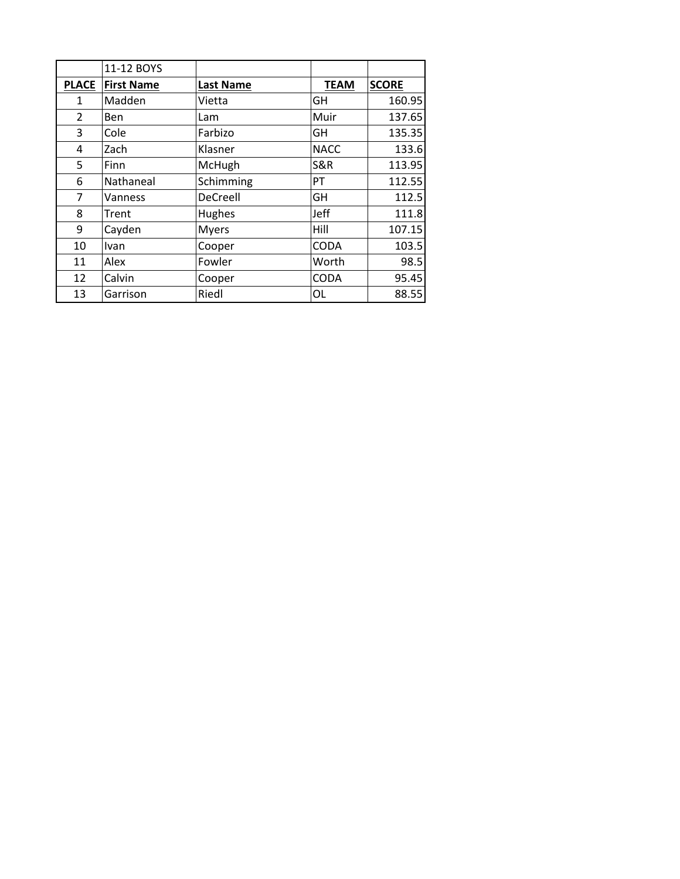| | 11-12 BOYS | | | |
|---|---|---|---|---|
| **PLACE** | **First Name** | **Last Name** | **TEAM** | **SCORE** |
| 1 | Madden | Vietta | GH | 160.95 |
| 2 | Ben | Lam | Muir | 137.65 |
| 3 | Cole | Farbizo | GH | 135.35 |
| 4 | Zach | Klasner | NACC | 133.6 |
| 5 | Finn | McHugh | S&R | 113.95 |
| 6 | Nathaneal | Schimming | PT | 112.55 |
| 7 | Vanness | DeCreell | GH | 112.5 |
| 8 | Trent | Hughes | Jeff | 111.8 |
| 9 | Cayden | Myers | Hill | 107.15 |
| 10 | Ivan | Cooper | CODA | 103.5 |
| 11 | Alex | Fowler | Worth | 98.5 |
| 12 | Calvin | Cooper | CODA | 95.45 |
| 13 | Garrison | Riedl | OL | 88.55 |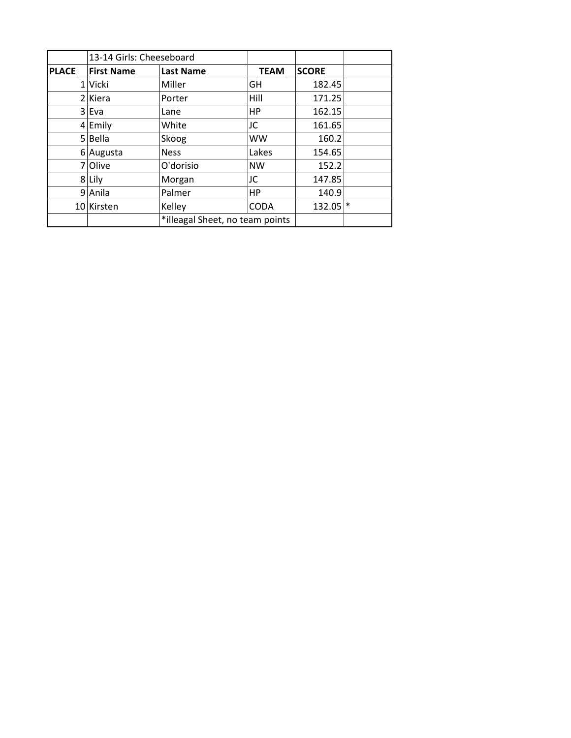| | 13-14 Girls: Cheeseboard | | | | |
|---|---|---|---|---|---|
| **PLACE** | **First Name** | **Last Name** | **TEAM** | **SCORE** | |
| 1 | Vicki | Miller | GH | 182.45 | |
| 2 | Kiera | Porter | Hill | 171.25 | |
| 3 | Eva | Lane | HP | 162.15 | |
| 4 | Emily | White | JC | 161.65 | |
| 5 | Bella | Skoog | WW | 160.2 | |
| 6 | Augusta | Ness | Lakes | 154.65 | |
| 7 | Olive | O'dorisio | NW | 152.2 | |
| 8 | Lily | Morgan | JC | 147.85 | |
| 9 | Anila | Palmer | HP | 140.9 | |
| 10 | Kirsten | Kelley | CODA | 132.05 | * |
| | | *illeagal Sheet, no team points | | | |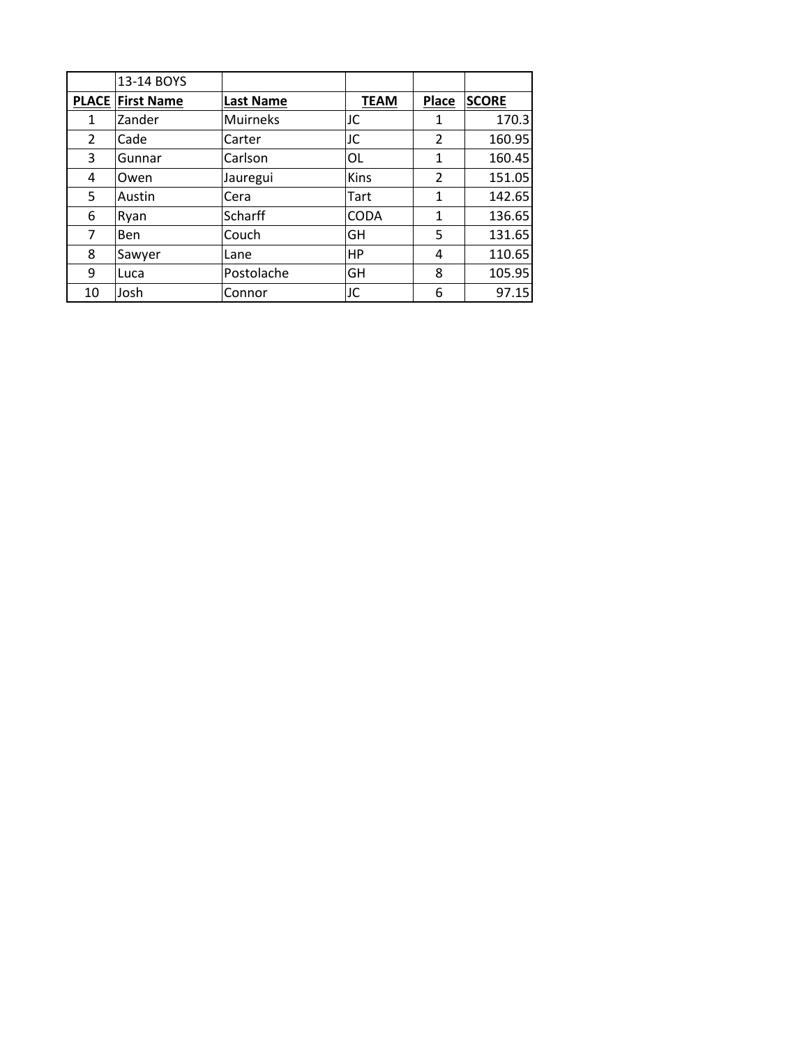| | 13-14 BOYS | | | | |
|---|---|---|---|---|---|
| **PLACE** | **First Name** | **Last Name** | **TEAM** | **Place** | **SCORE** |
| 1 | Zander | Muirneks | JC | 1 | 170.3 |
| 2 | Cade | Carter | JC | 2 | 160.95 |
| 3 | Gunnar | Carlson | OL | 1 | 160.45 |
| 4 | Owen | Jauregui | Kins | 2 | 151.05 |
| 5 | Austin | Cera | Tart | 1 | 142.65 |
| 6 | Ryan | Scharff | CODA | 1 | 136.65 |
| 7 | Ben | Couch | GH | 5 | 131.65 |
| 8 | Sawyer | Lane | HP | 4 | 110.65 |
| 9 | Luca | Postolache | GH | 8 | 105.95 |
| 10 | Josh | Connor | JC | 6 | 97.15 |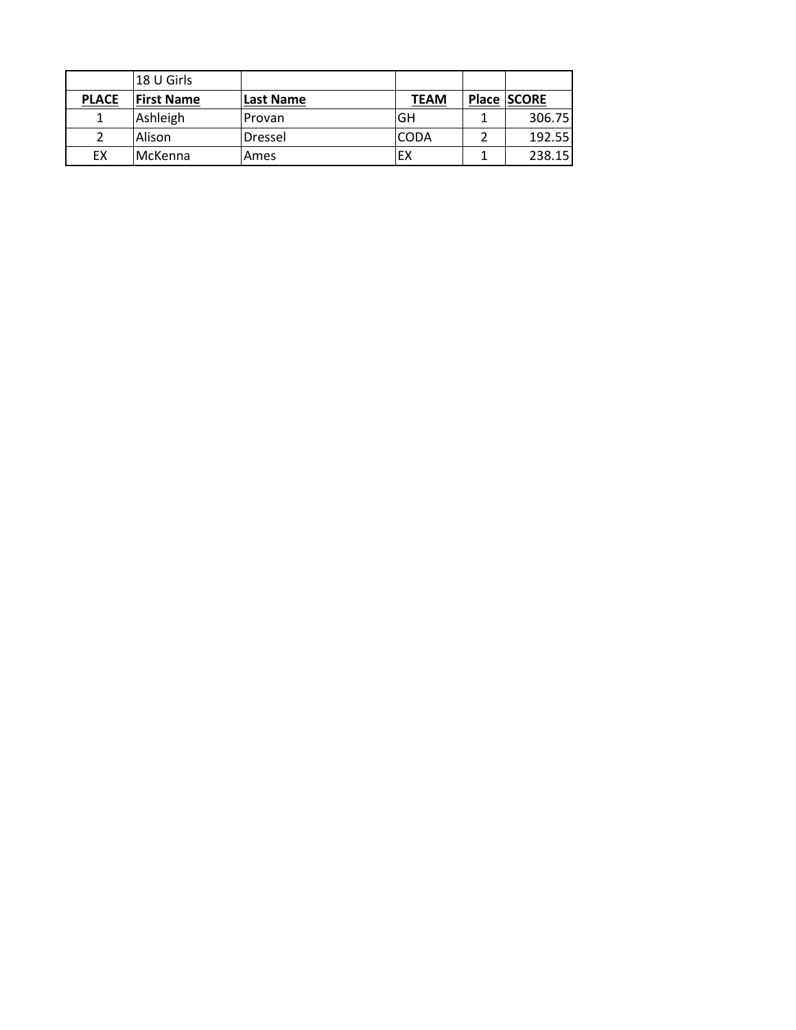| | 18 U Girls | | | | |
|---|---|---|---|---|---|
| **PLACE** | **First Name** | **Last Name** | **TEAM** | **Place** | **SCORE** |
| 1 | Ashleigh | Provan | GH | 1 | 306.75 |
| 2 | Alison | Dressel | CODA | 2 | 192.55 |
| EX | McKenna | Ames | EX | 1 | 238.15 |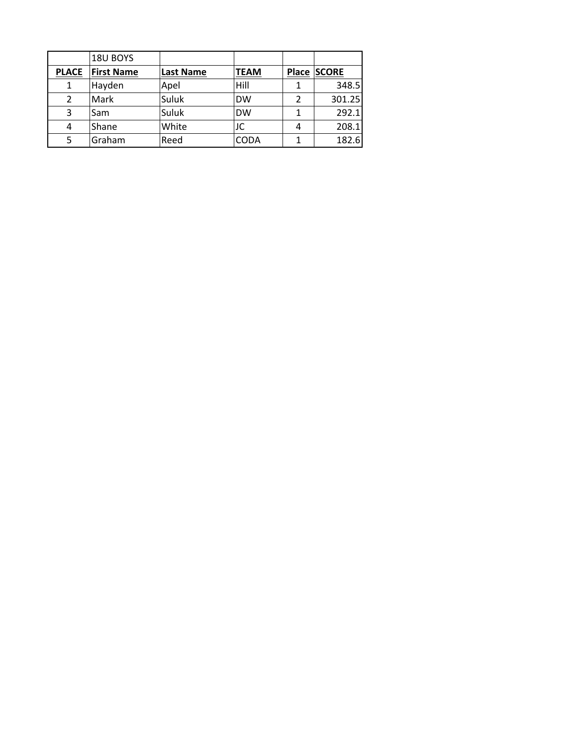| | 18U BOYS | | | | |
|---|---|---|---|---|---|
| **PLACE** | **First Name** | **Last Name** | **TEAM** | **Place** | **SCORE** |
| 1 | Hayden | Apel | Hill | 1 | 348.5 |
| 2 | Mark | Suluk | DW | 2 | 301.25 |
| 3 | Sam | Suluk | DW | 1 | 292.1 |
| 4 | Shane | White | JC | 4 | 208.1 |
| 5 | Graham | Reed | CODA | 1 | 182.6 |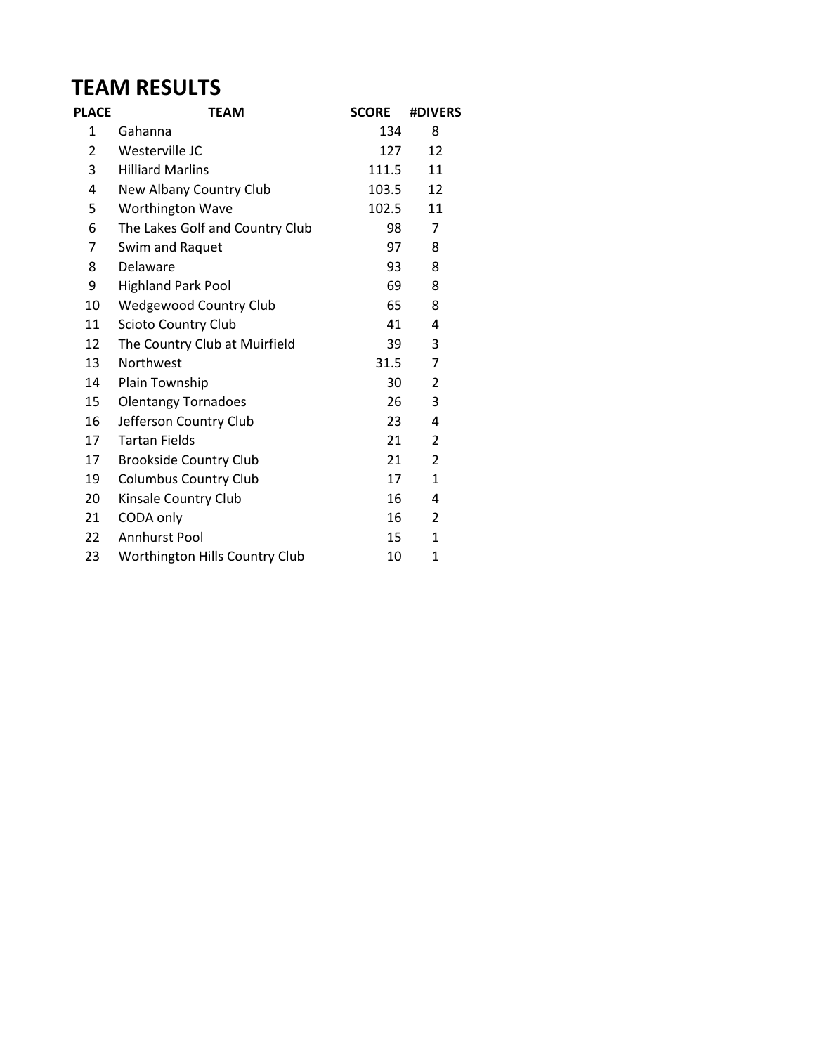# TEAM RESULTS

| PLACE | TEAM | SCORE | #DIVERS |
|---|---|---|---|
| 1 | Gahanna | 134 | 8 |
| 2 | Westerville JC | 127 | 12 |
| 3 | Hilliard Marlins | 111.5 | 11 |
| 4 | New Albany Country Club | 103.5 | 12 |
| 5 | Worthington Wave | 102.5 | 11 |
| 6 | The Lakes Golf and Country Club | 98 | 7 |
| 7 | Swim and Raquet | 97 | 8 |
| 8 | Delaware | 93 | 8 |
| 9 | Highland Park Pool | 69 | 8 |
| 10 | Wedgewood Country Club | 65 | 8 |
| 11 | Scioto Country Club | 41 | 4 |
| 12 | The Country Club at Muirfield | 39 | 3 |
| 13 | Northwest | 31.5 | 7 |
| 14 | Plain Township | 30 | 2 |
| 15 | Olentangy Tornadoes | 26 | 3 |
| 16 | Jefferson Country Club | 23 | 4 |
| 17 | Tartan Fields | 21 | 2 |
| 17 | Brookside Country Club | 21 | 2 |
| 19 | Columbus Country Club | 17 | 1 |
| 20 | Kinsale Country Club | 16 | 4 |
| 21 | CODA only | 16 | 2 |
| 22 | Annhurst Pool | 15 | 1 |
| 23 | Worthington Hills Country Club | 10 | 1 |